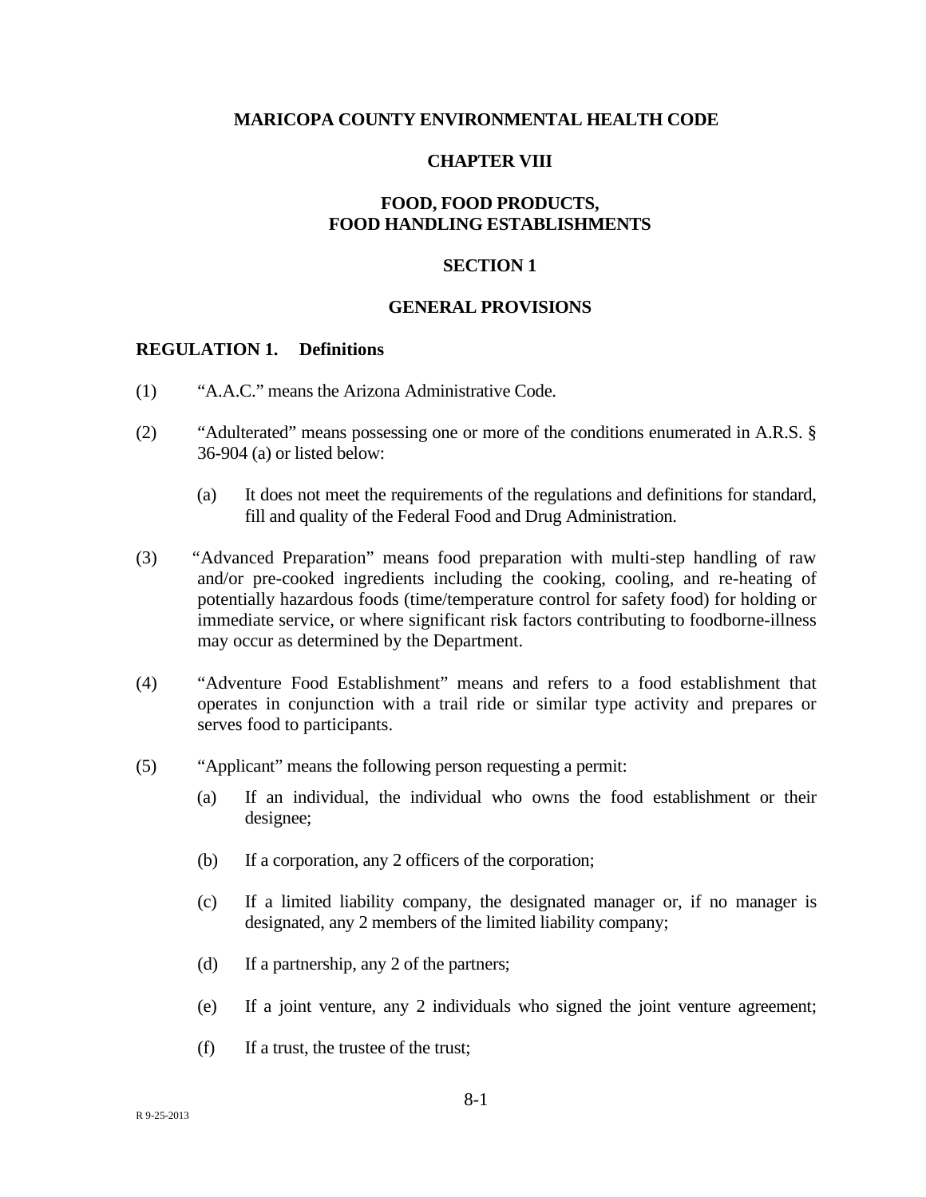# MARICOPA COUNTY ENVIRONMENTAL HEALTH CODE

## CHAPTER VIII

## FOOD, FOOD PRODUCTS, FOOD HANDLING ESTABLISHMENTS

## SECTION 1

## GENERAL PROVISIONS

### REGULATION 1. Definitions

(1) "A.A.C." means the Arizona Administrative Code.

(2) "Adulterated" means possessing one or more of the conditions enumerated in A.R.S. § 36-904 (a) or listed below:

(a) It does not meet the requirements of the regulations and definitions for standard, fill and quality of the Federal Food and Drug Administration.

(3) "Advanced Preparation" means food preparation with multi-step handling of raw and/or pre-cooked ingredients including the cooking, cooling, and re-heating of potentially hazardous foods (time/temperature control for safety food) for holding or immediate service, or where significant risk factors contributing to foodborne-illness may occur as determined by the Department.

(4) "Adventure Food Establishment" means and refers to a food establishment that operates in conjunction with a trail ride or similar type activity and prepares or serves food to participants.

(5) "Applicant" means the following person requesting a permit:

(a) If an individual, the individual who owns the food establishment or their designee;

(b) If a corporation, any 2 officers of the corporation;

(c) If a limited liability company, the designated manager or, if no manager is designated, any 2 members of the limited liability company;

(d) If a partnership, any 2 of the partners;

(e) If a joint venture, any 2 individuals who signed the joint venture agreement;

(f) If a trust, the trustee of the trust;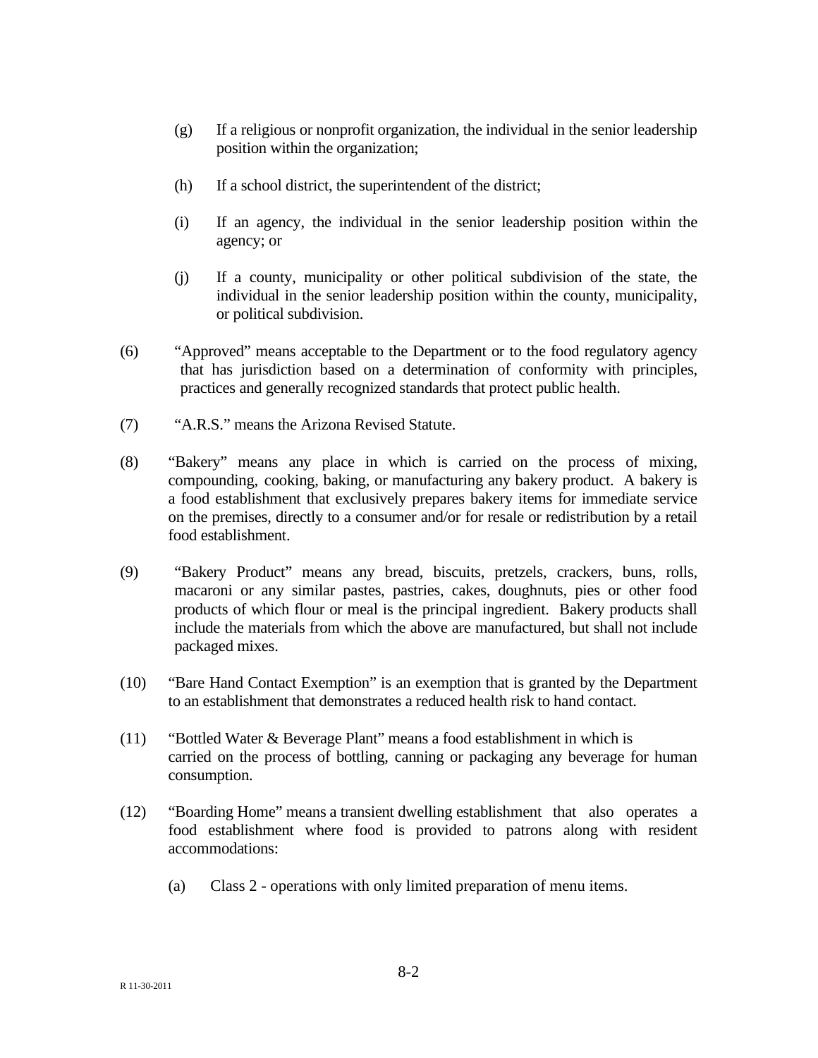(g) If a religious or nonprofit organization, the individual in the senior leadership position within the organization;

(h) If a school district, the superintendent of the district;

(i) If an agency, the individual in the senior leadership position within the agency; or

(j) If a county, municipality or other political subdivision of the state, the individual in the senior leadership position within the county, municipality, or political subdivision.

(6) "Approved" means acceptable to the Department or to the food regulatory agency that has jurisdiction based on a determination of conformity with principles, practices and generally recognized standards that protect public health.

(7) "A.R.S." means the Arizona Revised Statute.

(8) "Bakery" means any place in which is carried on the process of mixing, compounding, cooking, baking, or manufacturing any bakery product. A bakery is a food establishment that exclusively prepares bakery items for immediate service on the premises, directly to a consumer and/or for resale or redistribution by a retail food establishment.

(9) "Bakery Product" means any bread, biscuits, pretzels, crackers, buns, rolls, macaroni or any similar pastes, pastries, cakes, doughnuts, pies or other food products of which flour or meal is the principal ingredient. Bakery products shall include the materials from which the above are manufactured, but shall not include packaged mixes.

(10) "Bare Hand Contact Exemption" is an exemption that is granted by the Department to an establishment that demonstrates a reduced health risk to hand contact.

(11) "Bottled Water & Beverage Plant" means a food establishment in which is carried on the process of bottling, canning or packaging any beverage for human consumption.

(12) "Boarding Home" means a transient dwelling establishment that also operates a food establishment where food is provided to patrons along with resident accommodations:

(a) Class 2 - operations with only limited preparation of menu items.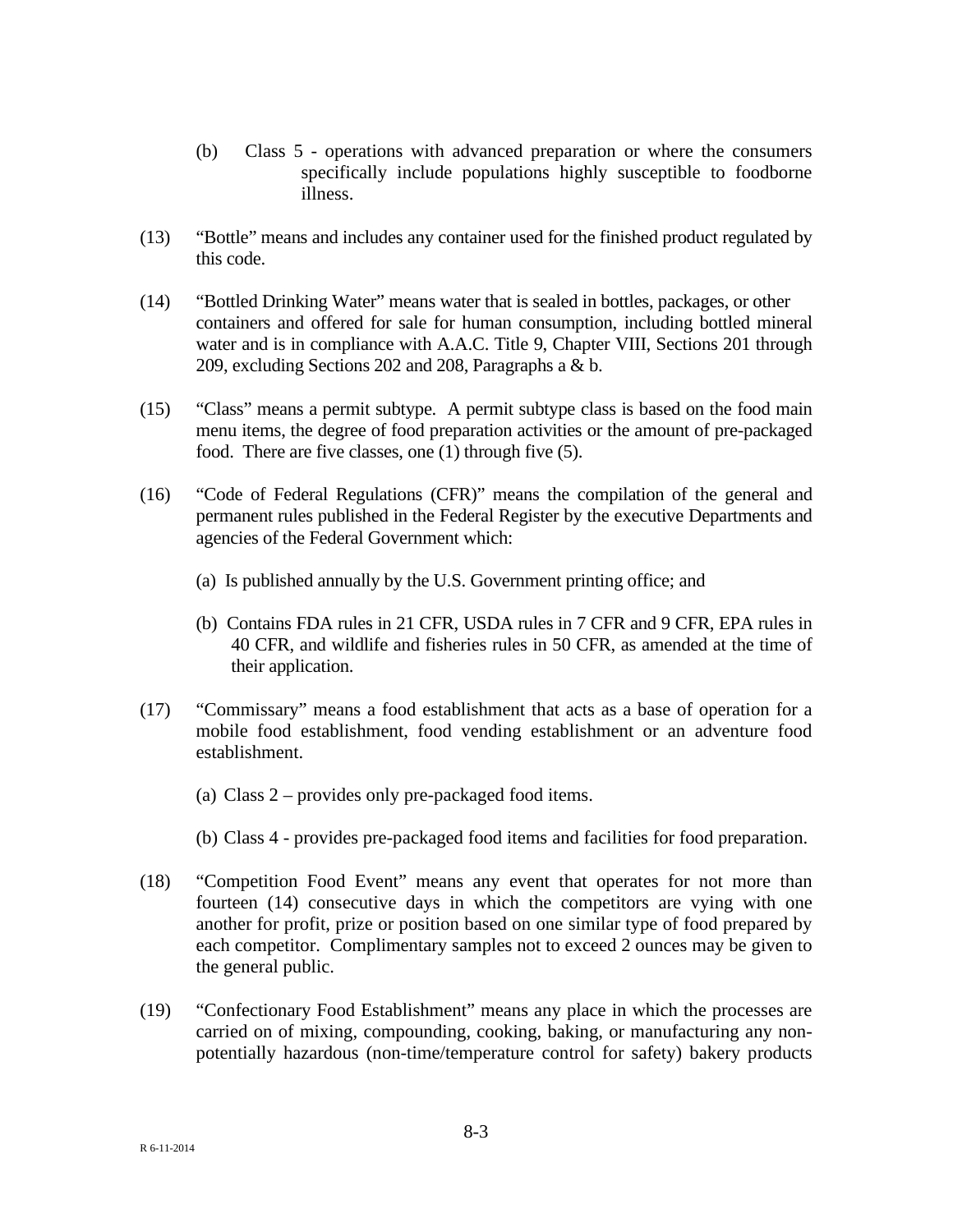(b) Class 5 - operations with advanced preparation or where the consumers specifically include populations highly susceptible to foodborne illness.

(13) "Bottle" means and includes any container used for the finished product regulated by this code.

(14) "Bottled Drinking Water" means water that is sealed in bottles, packages, or other containers and offered for sale for human consumption, including bottled mineral water and is in compliance with A.A.C. Title 9, Chapter VIII, Sections 201 through 209, excluding Sections 202 and 208, Paragraphs a & b.

(15) "Class" means a permit subtype. A permit subtype class is based on the food main menu items, the degree of food preparation activities or the amount of pre-packaged food. There are five classes, one (1) through five (5).

(16) "Code of Federal Regulations (CFR)" means the compilation of the general and permanent rules published in the Federal Register by the executive Departments and agencies of the Federal Government which:

(a) Is published annually by the U.S. Government printing office; and

(b) Contains FDA rules in 21 CFR, USDA rules in 7 CFR and 9 CFR, EPA rules in 40 CFR, and wildlife and fisheries rules in 50 CFR, as amended at the time of their application.

(17) "Commissary" means a food establishment that acts as a base of operation for a mobile food establishment, food vending establishment or an adventure food establishment.

(a) Class 2 – provides only pre-packaged food items.

(b) Class 4 - provides pre-packaged food items and facilities for food preparation.

(18) "Competition Food Event" means any event that operates for not more than fourteen (14) consecutive days in which the competitors are vying with one another for profit, prize or position based on one similar type of food prepared by each competitor. Complimentary samples not to exceed 2 ounces may be given to the general public.

(19) "Confectionary Food Establishment" means any place in which the processes are carried on of mixing, compounding, cooking, baking, or manufacturing any non-potentially hazardous (non-time/temperature control for safety) bakery products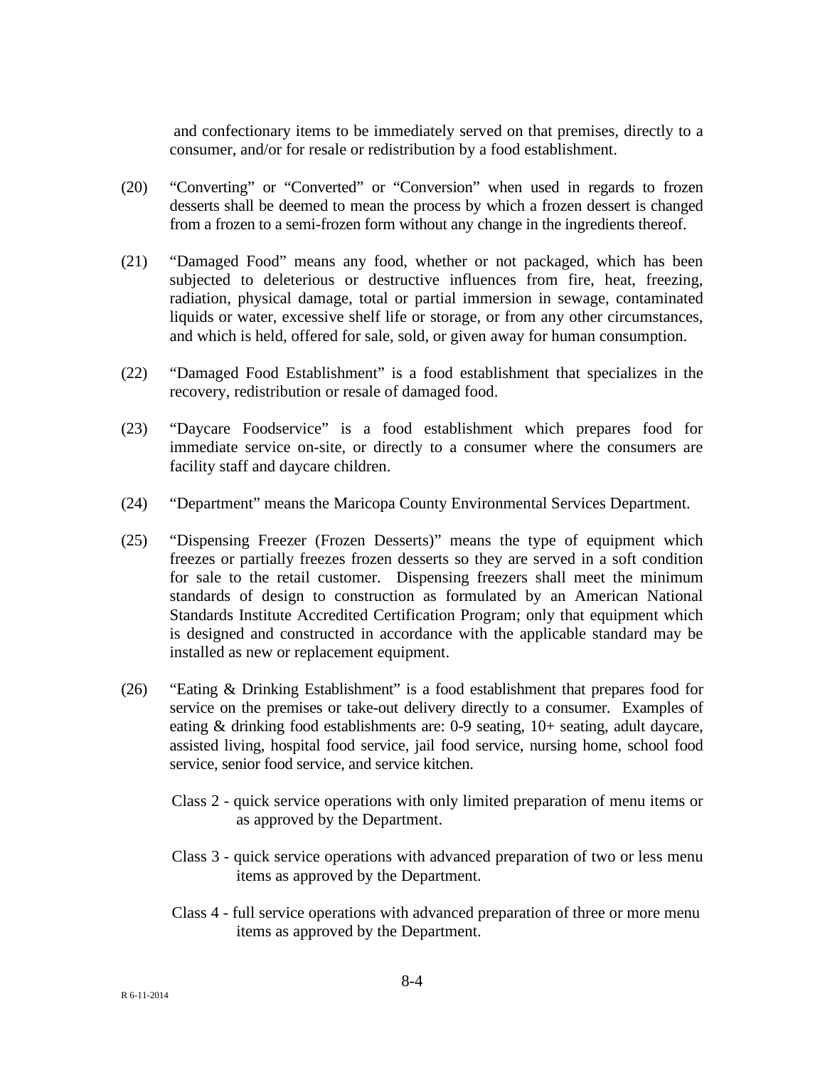and confectionary items to be immediately served on that premises, directly to a consumer, and/or for resale or redistribution by a food establishment.

(20) "Converting" or "Converted" or "Conversion" when used in regards to frozen desserts shall be deemed to mean the process by which a frozen dessert is changed from a frozen to a semi-frozen form without any change in the ingredients thereof.

(21) "Damaged Food" means any food, whether or not packaged, which has been subjected to deleterious or destructive influences from fire, heat, freezing, radiation, physical damage, total or partial immersion in sewage, contaminated liquids or water, excessive shelf life or storage, or from any other circumstances, and which is held, offered for sale, sold, or given away for human consumption.

(22) "Damaged Food Establishment" is a food establishment that specializes in the recovery, redistribution or resale of damaged food.

(23) "Daycare Foodservice" is a food establishment which prepares food for immediate service on-site, or directly to a consumer where the consumers are facility staff and daycare children.

(24) "Department" means the Maricopa County Environmental Services Department.

(25) "Dispensing Freezer (Frozen Desserts)" means the type of equipment which freezes or partially freezes frozen desserts so they are served in a soft condition for sale to the retail customer. Dispensing freezers shall meet the minimum standards of design to construction as formulated by an American National Standards Institute Accredited Certification Program; only that equipment which is designed and constructed in accordance with the applicable standard may be installed as new or replacement equipment.

(26) "Eating & Drinking Establishment" is a food establishment that prepares food for service on the premises or take-out delivery directly to a consumer. Examples of eating & drinking food establishments are: 0-9 seating, 10+ seating, adult daycare, assisted living, hospital food service, jail food service, nursing home, school food service, senior food service, and service kitchen.

Class 2 - quick service operations with only limited preparation of menu items or as approved by the Department.

Class 3 - quick service operations with advanced preparation of two or less menu items as approved by the Department.

Class 4 - full service operations with advanced preparation of three or more menu items as approved by the Department.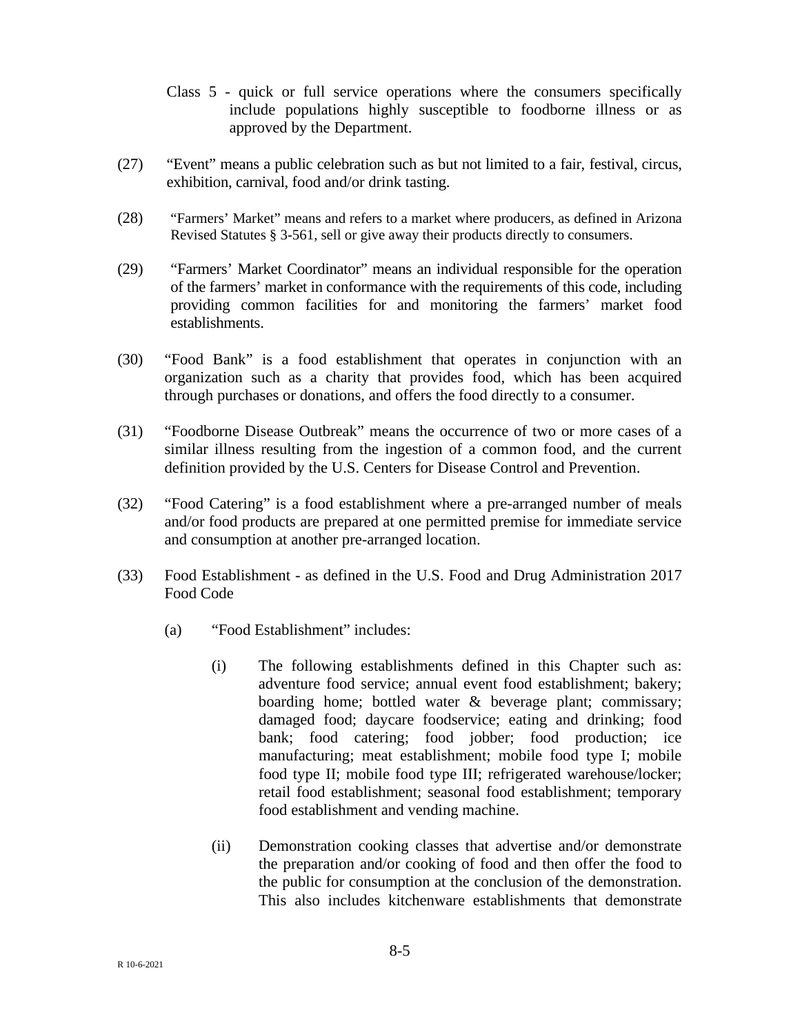Class 5 - quick or full service operations where the consumers specifically include populations highly susceptible to foodborne illness or as approved by the Department.

(27) "Event" means a public celebration such as but not limited to a fair, festival, circus, exhibition, carnival, food and/or drink tasting.

(28) "Farmers' Market" means and refers to a market where producers, as defined in Arizona Revised Statutes § 3-561, sell or give away their products directly to consumers.

(29) "Farmers' Market Coordinator" means an individual responsible for the operation of the farmers' market in conformance with the requirements of this code, including providing common facilities for and monitoring the farmers' market food establishments.

(30) "Food Bank" is a food establishment that operates in conjunction with an organization such as a charity that provides food, which has been acquired through purchases or donations, and offers the food directly to a consumer.

(31) "Foodborne Disease Outbreak" means the occurrence of two or more cases of a similar illness resulting from the ingestion of a common food, and the current definition provided by the U.S. Centers for Disease Control and Prevention.

(32) "Food Catering" is a food establishment where a pre-arranged number of meals and/or food products are prepared at one permitted premise for immediate service and consumption at another pre-arranged location.

(33) Food Establishment - as defined in the U.S. Food and Drug Administration 2017 Food Code

(a) "Food Establishment" includes:

(i) The following establishments defined in this Chapter such as: adventure food service; annual event food establishment; bakery; boarding home; bottled water & beverage plant; commissary; damaged food; daycare foodservice; eating and drinking; food bank; food catering; food jobber; food production; ice manufacturing; meat establishment; mobile food type I; mobile food type II; mobile food type III; refrigerated warehouse/locker; retail food establishment; seasonal food establishment; temporary food establishment and vending machine.

(ii) Demonstration cooking classes that advertise and/or demonstrate the preparation and/or cooking of food and then offer the food to the public for consumption at the conclusion of the demonstration. This also includes kitchenware establishments that demonstrate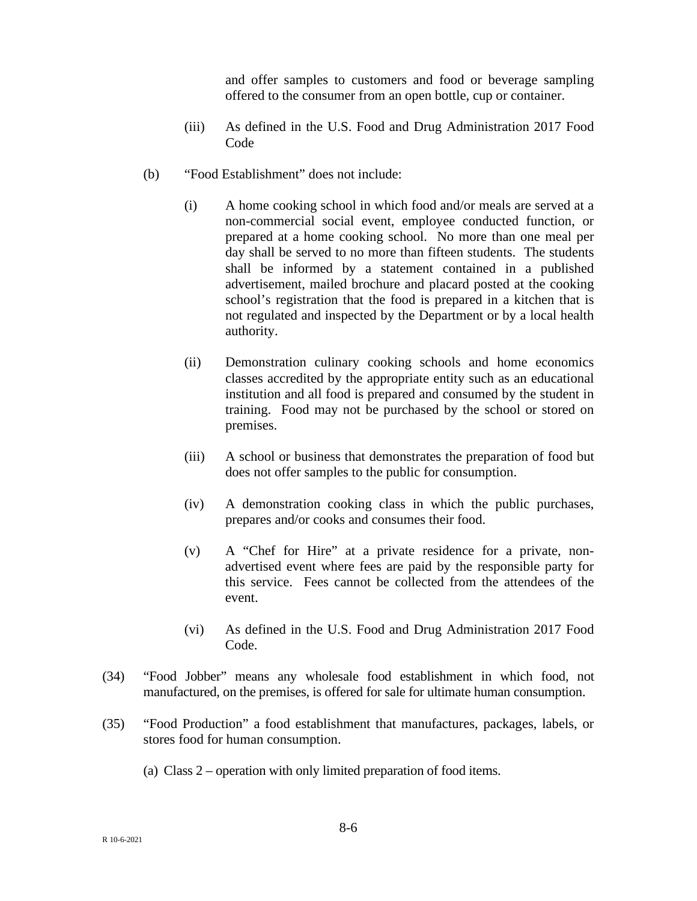and offer samples to customers and food or beverage sampling offered to the consumer from an open bottle, cup or container.

(iii) As defined in the U.S. Food and Drug Administration 2017 Food Code

(b) "Food Establishment" does not include:

(i) A home cooking school in which food and/or meals are served at a non-commercial social event, employee conducted function, or prepared at a home cooking school. No more than one meal per day shall be served to no more than fifteen students. The students shall be informed by a statement contained in a published advertisement, mailed brochure and placard posted at the cooking school's registration that the food is prepared in a kitchen that is not regulated and inspected by the Department or by a local health authority.

(ii) Demonstration culinary cooking schools and home economics classes accredited by the appropriate entity such as an educational institution and all food is prepared and consumed by the student in training. Food may not be purchased by the school or stored on premises.

(iii) A school or business that demonstrates the preparation of food but does not offer samples to the public for consumption.

(iv) A demonstration cooking class in which the public purchases, prepares and/or cooks and consumes their food.

(v) A "Chef for Hire" at a private residence for a private, non-advertised event where fees are paid by the responsible party for this service. Fees cannot be collected from the attendees of the event.

(vi) As defined in the U.S. Food and Drug Administration 2017 Food Code.

(34) "Food Jobber" means any wholesale food establishment in which food, not manufactured, on the premises, is offered for sale for ultimate human consumption.

(35) "Food Production" a food establishment that manufactures, packages, labels, or stores food for human consumption.

(a) Class 2 – operation with only limited preparation of food items.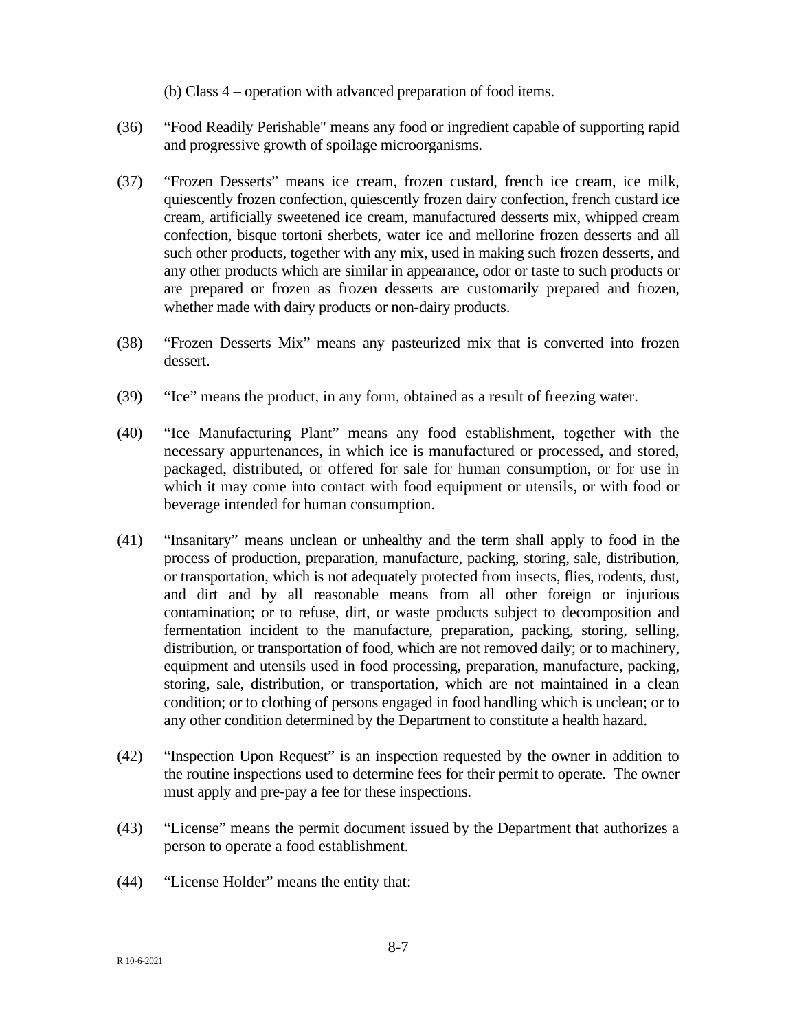(b) Class 4 – operation with advanced preparation of food items.

(36) "Food Readily Perishable" means any food or ingredient capable of supporting rapid and progressive growth of spoilage microorganisms.

(37) "Frozen Desserts" means ice cream, frozen custard, french ice cream, ice milk, quiescently frozen confection, quiescently frozen dairy confection, french custard ice cream, artificially sweetened ice cream, manufactured desserts mix, whipped cream confection, bisque tortoni sherbets, water ice and mellorine frozen desserts and all such other products, together with any mix, used in making such frozen desserts, and any other products which are similar in appearance, odor or taste to such products or are prepared or frozen as frozen desserts are customarily prepared and frozen, whether made with dairy products or non-dairy products.

(38) "Frozen Desserts Mix" means any pasteurized mix that is converted into frozen dessert.

(39) "Ice" means the product, in any form, obtained as a result of freezing water.

(40) "Ice Manufacturing Plant" means any food establishment, together with the necessary appurtenances, in which ice is manufactured or processed, and stored, packaged, distributed, or offered for sale for human consumption, or for use in which it may come into contact with food equipment or utensils, or with food or beverage intended for human consumption.

(41) "Insanitary" means unclean or unhealthy and the term shall apply to food in the process of production, preparation, manufacture, packing, storing, sale, distribution, or transportation, which is not adequately protected from insects, flies, rodents, dust, and dirt and by all reasonable means from all other foreign or injurious contamination; or to refuse, dirt, or waste products subject to decomposition and fermentation incident to the manufacture, preparation, packing, storing, selling, distribution, or transportation of food, which are not removed daily; or to machinery, equipment and utensils used in food processing, preparation, manufacture, packing, storing, sale, distribution, or transportation, which are not maintained in a clean condition; or to clothing of persons engaged in food handling which is unclean; or to any other condition determined by the Department to constitute a health hazard.

(42) "Inspection Upon Request" is an inspection requested by the owner in addition to the routine inspections used to determine fees for their permit to operate. The owner must apply and pre-pay a fee for these inspections.

(43) "License" means the permit document issued by the Department that authorizes a person to operate a food establishment.

(44) "License Holder" means the entity that: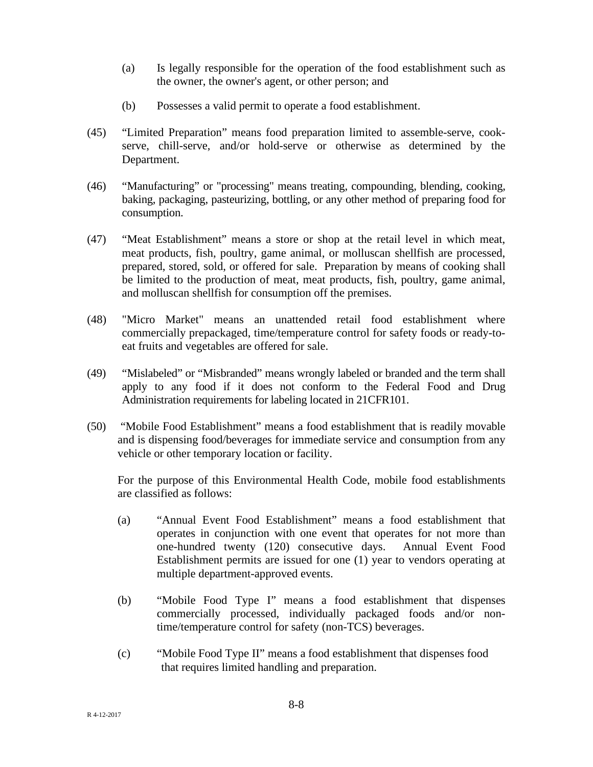(a) Is legally responsible for the operation of the food establishment such as the owner, the owner's agent, or other person; and

(b) Possesses a valid permit to operate a food establishment.

(45) "Limited Preparation" means food preparation limited to assemble-serve, cook-serve, chill-serve, and/or hold-serve or otherwise as determined by the Department.

(46) "Manufacturing" or "processing" means treating, compounding, blending, cooking, baking, packaging, pasteurizing, bottling, or any other method of preparing food for consumption.

(47) "Meat Establishment" means a store or shop at the retail level in which meat, meat products, fish, poultry, game animal, or molluscan shellfish are processed, prepared, stored, sold, or offered for sale. Preparation by means of cooking shall be limited to the production of meat, meat products, fish, poultry, game animal, and molluscan shellfish for consumption off the premises.

(48) "Micro Market" means an unattended retail food establishment where commercially prepackaged, time/temperature control for safety foods or ready-to-eat fruits and vegetables are offered for sale.

(49) "Mislabeled" or "Misbranded" means wrongly labeled or branded and the term shall apply to any food if it does not conform to the Federal Food and Drug Administration requirements for labeling located in 21CFR101.

(50) "Mobile Food Establishment" means a food establishment that is readily movable and is dispensing food/beverages for immediate service and consumption from any vehicle or other temporary location or facility.

For the purpose of this Environmental Health Code, mobile food establishments are classified as follows:

(a) "Annual Event Food Establishment" means a food establishment that operates in conjunction with one event that operates for not more than one-hundred twenty (120) consecutive days. Annual Event Food Establishment permits are issued for one (1) year to vendors operating at multiple department-approved events.

(b) "Mobile Food Type I" means a food establishment that dispenses commercially processed, individually packaged foods and/or non-time/temperature control for safety (non-TCS) beverages.

(c) "Mobile Food Type II" means a food establishment that dispenses food that requires limited handling and preparation.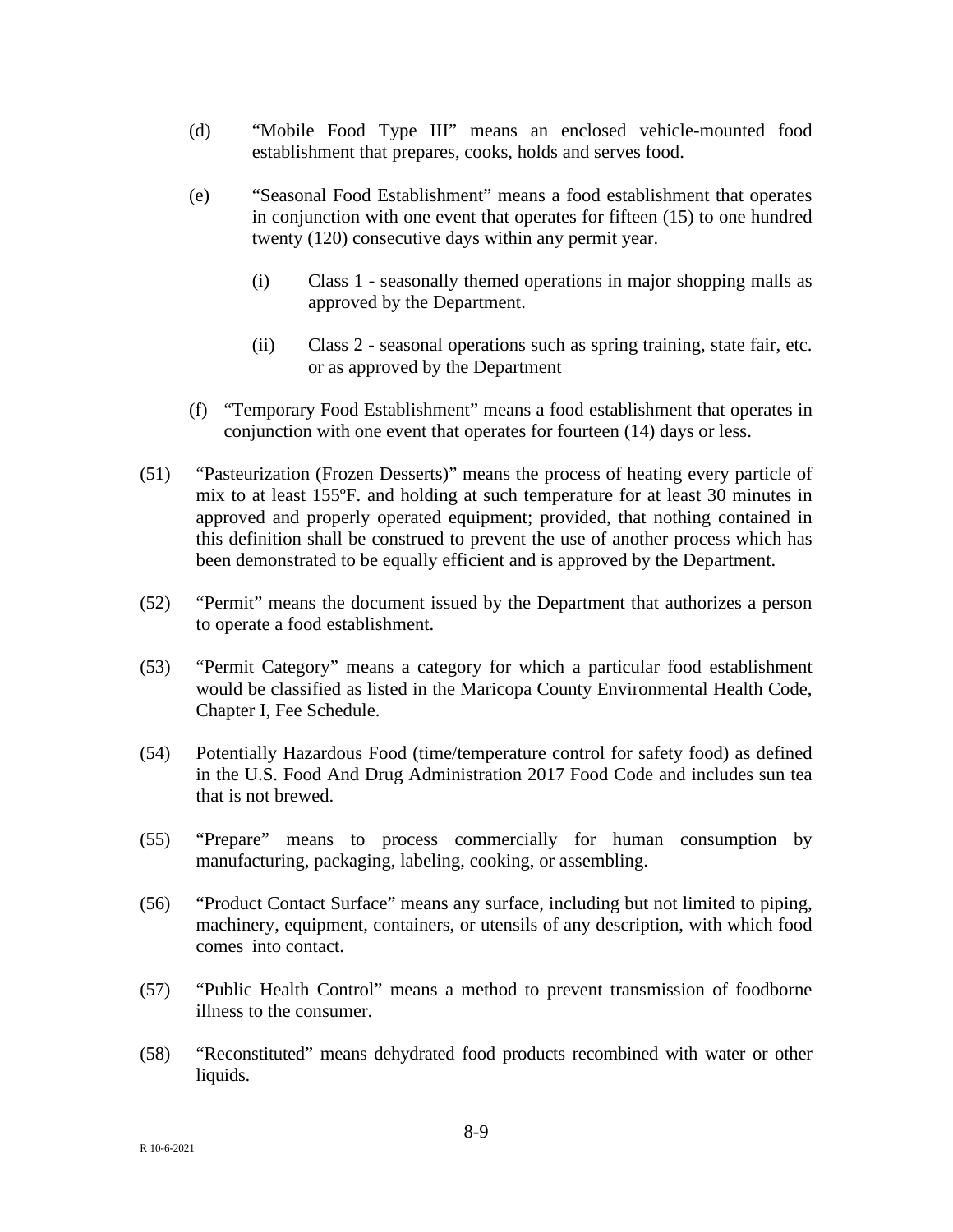(d) "Mobile Food Type III" means an enclosed vehicle-mounted food establishment that prepares, cooks, holds and serves food.

(e) "Seasonal Food Establishment" means a food establishment that operates in conjunction with one event that operates for fifteen (15) to one hundred twenty (120) consecutive days within any permit year.

(i) Class 1 - seasonally themed operations in major shopping malls as approved by the Department.

(ii) Class 2 - seasonal operations such as spring training, state fair, etc. or as approved by the Department

(f) "Temporary Food Establishment" means a food establishment that operates in conjunction with one event that operates for fourteen (14) days or less.

(51) "Pasteurization (Frozen Desserts)" means the process of heating every particle of mix to at least 155ºF. and holding at such temperature for at least 30 minutes in approved and properly operated equipment; provided, that nothing contained in this definition shall be construed to prevent the use of another process which has been demonstrated to be equally efficient and is approved by the Department.

(52) "Permit" means the document issued by the Department that authorizes a person to operate a food establishment.

(53) "Permit Category" means a category for which a particular food establishment would be classified as listed in the Maricopa County Environmental Health Code, Chapter I, Fee Schedule.

(54) Potentially Hazardous Food (time/temperature control for safety food) as defined in the U.S. Food And Drug Administration 2017 Food Code and includes sun tea that is not brewed.

(55) "Prepare" means to process commercially for human consumption by manufacturing, packaging, labeling, cooking, or assembling.

(56) "Product Contact Surface" means any surface, including but not limited to piping, machinery, equipment, containers, or utensils of any description, with which food comes into contact.

(57) "Public Health Control" means a method to prevent transmission of foodborne illness to the consumer.

(58) "Reconstituted" means dehydrated food products recombined with water or other liquids.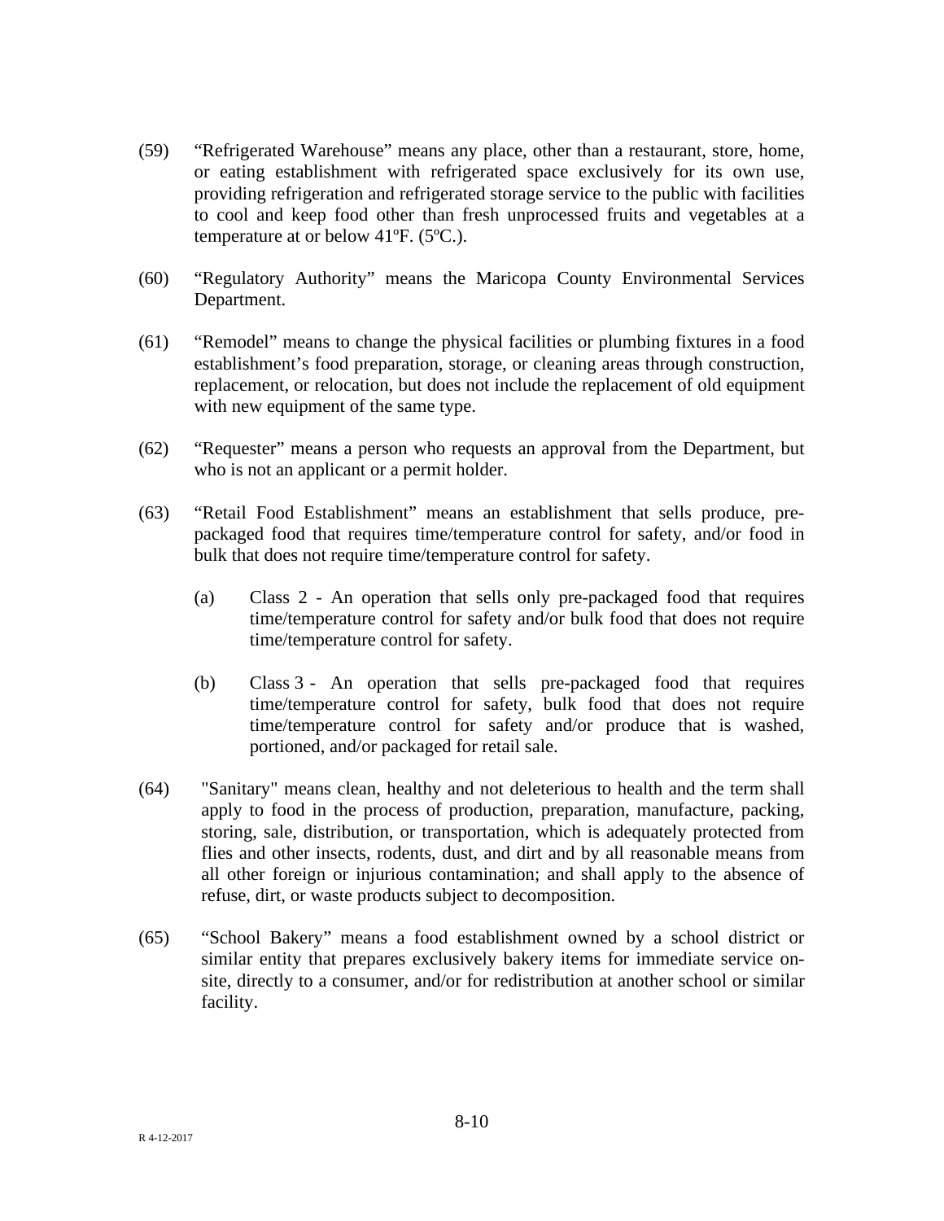(59) "Refrigerated Warehouse" means any place, other than a restaurant, store, home, or eating establishment with refrigerated space exclusively for its own use, providing refrigeration and refrigerated storage service to the public with facilities to cool and keep food other than fresh unprocessed fruits and vegetables at a temperature at or below 41ºF. (5ºC.).

(60) "Regulatory Authority" means the Maricopa County Environmental Services Department.

(61) "Remodel" means to change the physical facilities or plumbing fixtures in a food establishment's food preparation, storage, or cleaning areas through construction, replacement, or relocation, but does not include the replacement of old equipment with new equipment of the same type.

(62) "Requester" means a person who requests an approval from the Department, but who is not an applicant or a permit holder.

(63) "Retail Food Establishment" means an establishment that sells produce, pre-packaged food that requires time/temperature control for safety, and/or food in bulk that does not require time/temperature control for safety.

  (a) Class 2 - An operation that sells only pre-packaged food that requires time/temperature control for safety and/or bulk food that does not require time/temperature control for safety.

  (b) Class 3 - An operation that sells pre-packaged food that requires time/temperature control for safety, bulk food that does not require time/temperature control for safety and/or produce that is washed, portioned, and/or packaged for retail sale.

(64) "Sanitary" means clean, healthy and not deleterious to health and the term shall apply to food in the process of production, preparation, manufacture, packing, storing, sale, distribution, or transportation, which is adequately protected from flies and other insects, rodents, dust, and dirt and by all reasonable means from all other foreign or injurious contamination; and shall apply to the absence of refuse, dirt, or waste products subject to decomposition.

(65) "School Bakery" means a food establishment owned by a school district or similar entity that prepares exclusively bakery items for immediate service on-site, directly to a consumer, and/or for redistribution at another school or similar facility.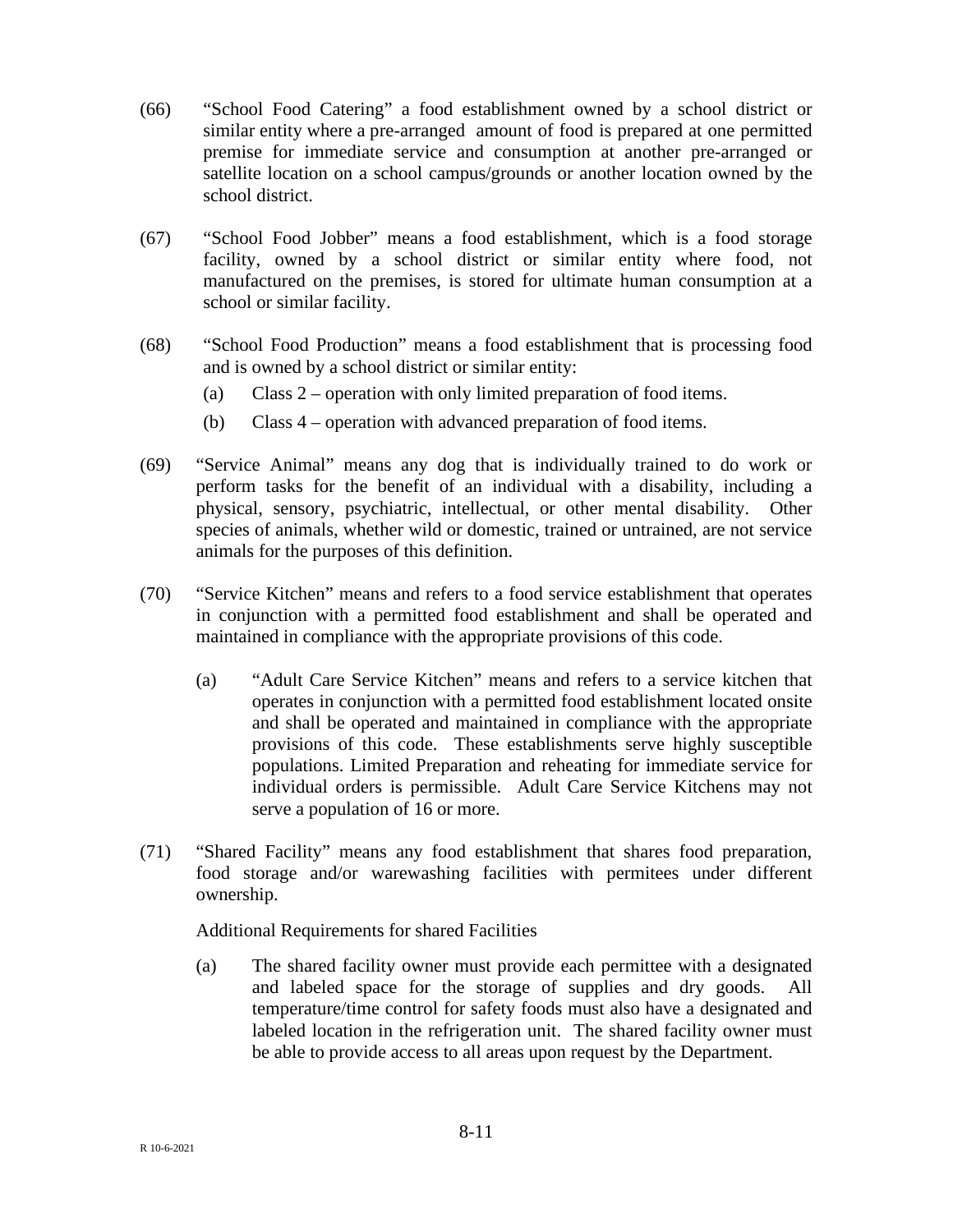(66) "School Food Catering" a food establishment owned by a school district or similar entity where a pre-arranged amount of food is prepared at one permitted premise for immediate service and consumption at another pre-arranged or satellite location on a school campus/grounds or another location owned by the school district.

(67) "School Food Jobber" means a food establishment, which is a food storage facility, owned by a school district or similar entity where food, not manufactured on the premises, is stored for ultimate human consumption at a school or similar facility.

(68) "School Food Production" means a food establishment that is processing food and is owned by a school district or similar entity:

  (a) Class 2 – operation with only limited preparation of food items.

  (b) Class 4 – operation with advanced preparation of food items.

(69) "Service Animal" means any dog that is individually trained to do work or perform tasks for the benefit of an individual with a disability, including a physical, sensory, psychiatric, intellectual, or other mental disability. Other species of animals, whether wild or domestic, trained or untrained, are not service animals for the purposes of this definition.

(70) "Service Kitchen" means and refers to a food service establishment that operates in conjunction with a permitted food establishment and shall be operated and maintained in compliance with the appropriate provisions of this code.

  (a) "Adult Care Service Kitchen" means and refers to a service kitchen that operates in conjunction with a permitted food establishment located onsite and shall be operated and maintained in compliance with the appropriate provisions of this code. These establishments serve highly susceptible populations. Limited Preparation and reheating for immediate service for individual orders is permissible. Adult Care Service Kitchens may not serve a population of 16 or more.

(71) "Shared Facility" means any food establishment that shares food preparation, food storage and/or warewashing facilities with permitees under different ownership.

  Additional Requirements for shared Facilities

  (a) The shared facility owner must provide each permittee with a designated and labeled space for the storage of supplies and dry goods. All temperature/time control for safety foods must also have a designated and labeled location in the refrigeration unit. The shared facility owner must be able to provide access to all areas upon request by the Department.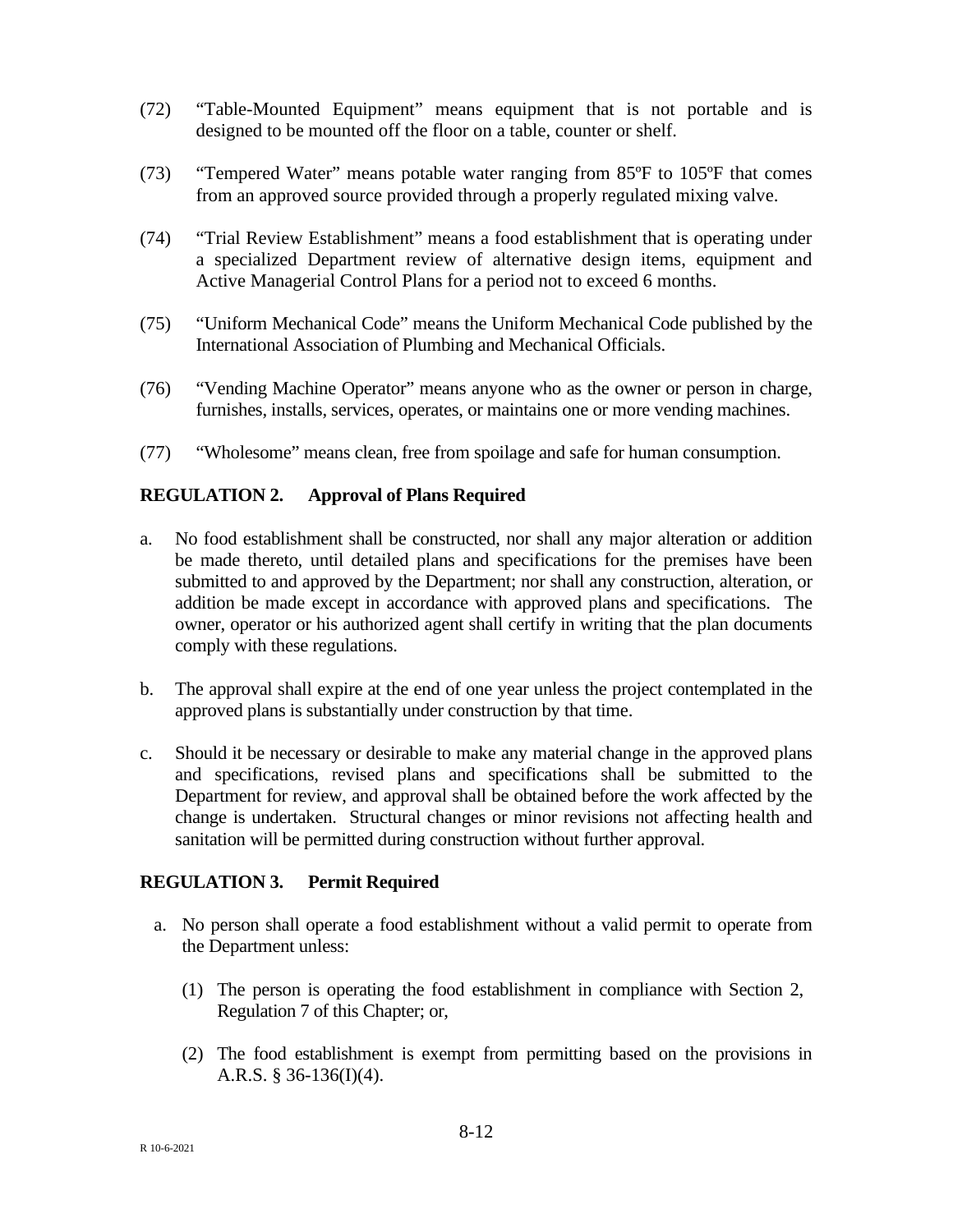(72) "Table-Mounted Equipment" means equipment that is not portable and is designed to be mounted off the floor on a table, counter or shelf.

(73) "Tempered Water" means potable water ranging from 85ºF to 105ºF that comes from an approved source provided through a properly regulated mixing valve.

(74) "Trial Review Establishment" means a food establishment that is operating under a specialized Department review of alternative design items, equipment and Active Managerial Control Plans for a period not to exceed 6 months.

(75) "Uniform Mechanical Code" means the Uniform Mechanical Code published by the International Association of Plumbing and Mechanical Officials.

(76) "Vending Machine Operator" means anyone who as the owner or person in charge, furnishes, installs, services, operates, or maintains one or more vending machines.

(77) "Wholesome" means clean, free from spoilage and safe for human consumption.

## REGULATION 2. Approval of Plans Required

a. No food establishment shall be constructed, nor shall any major alteration or addition be made thereto, until detailed plans and specifications for the premises have been submitted to and approved by the Department; nor shall any construction, alteration, or addition be made except in accordance with approved plans and specifications. The owner, operator or his authorized agent shall certify in writing that the plan documents comply with these regulations.

b. The approval shall expire at the end of one year unless the project contemplated in the approved plans is substantially under construction by that time.

c. Should it be necessary or desirable to make any material change in the approved plans and specifications, revised plans and specifications shall be submitted to the Department for review, and approval shall be obtained before the work affected by the change is undertaken. Structural changes or minor revisions not affecting health and sanitation will be permitted during construction without further approval.

## REGULATION 3. Permit Required

a. No person shall operate a food establishment without a valid permit to operate from the Department unless:

   (1) The person is operating the food establishment in compliance with Section 2, Regulation 7 of this Chapter; or,

   (2) The food establishment is exempt from permitting based on the provisions in A.R.S. § 36-136(I)(4).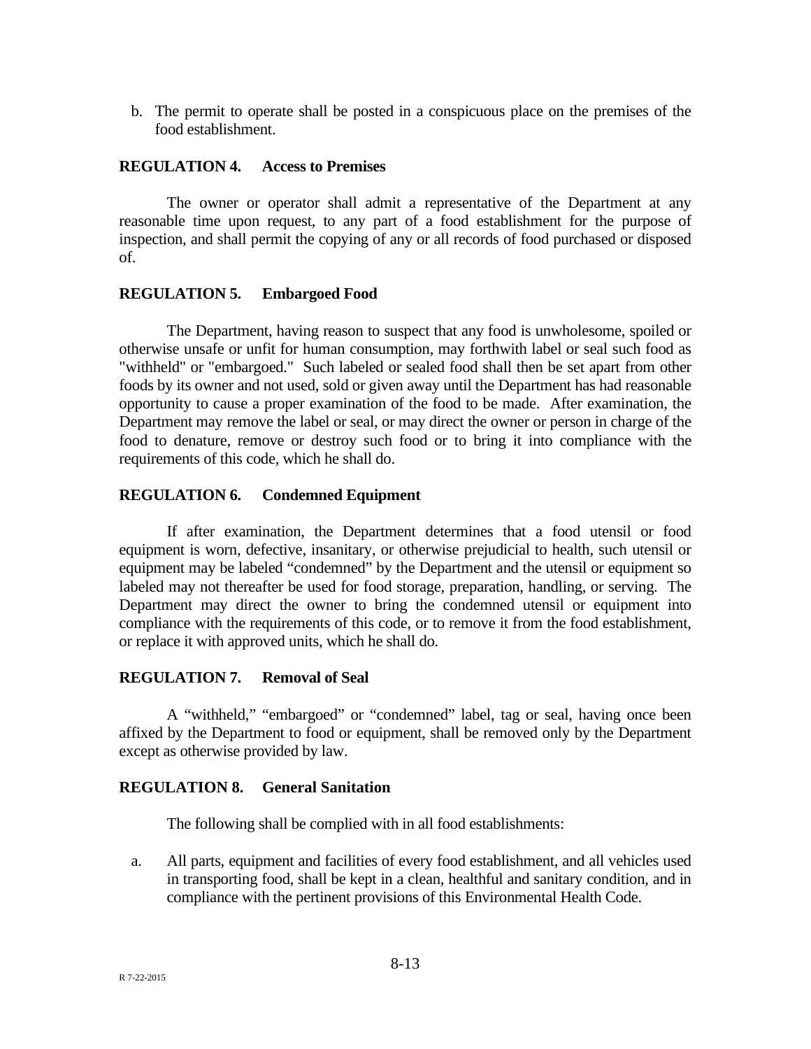b. The permit to operate shall be posted in a conspicuous place on the premises of the food establishment.

**REGULATION 4. Access to Premises**

The owner or operator shall admit a representative of the Department at any reasonable time upon request, to any part of a food establishment for the purpose of inspection, and shall permit the copying of any or all records of food purchased or disposed of.

**REGULATION 5. Embargoed Food**

The Department, having reason to suspect that any food is unwholesome, spoiled or otherwise unsafe or unfit for human consumption, may forthwith label or seal such food as "withheld" or "embargoed." Such labeled or sealed food shall then be set apart from other foods by its owner and not used, sold or given away until the Department has had reasonable opportunity to cause a proper examination of the food to be made. After examination, the Department may remove the label or seal, or may direct the owner or person in charge of the food to denature, remove or destroy such food or to bring it into compliance with the requirements of this code, which he shall do.

**REGULATION 6. Condemned Equipment**

If after examination, the Department determines that a food utensil or food equipment is worn, defective, insanitary, or otherwise prejudicial to health, such utensil or equipment may be labeled "condemned" by the Department and the utensil or equipment so labeled may not thereafter be used for food storage, preparation, handling, or serving. The Department may direct the owner to bring the condemned utensil or equipment into compliance with the requirements of this code, or to remove it from the food establishment, or replace it with approved units, which he shall do.

**REGULATION 7. Removal of Seal**

A "withheld," "embargoed" or "condemned" label, tag or seal, having once been affixed by the Department to food or equipment, shall be removed only by the Department except as otherwise provided by law.

**REGULATION 8. General Sanitation**

The following shall be complied with in all food establishments:

a. All parts, equipment and facilities of every food establishment, and all vehicles used in transporting food, shall be kept in a clean, healthful and sanitary condition, and in compliance with the pertinent provisions of this Environmental Health Code.

R 7-22-2015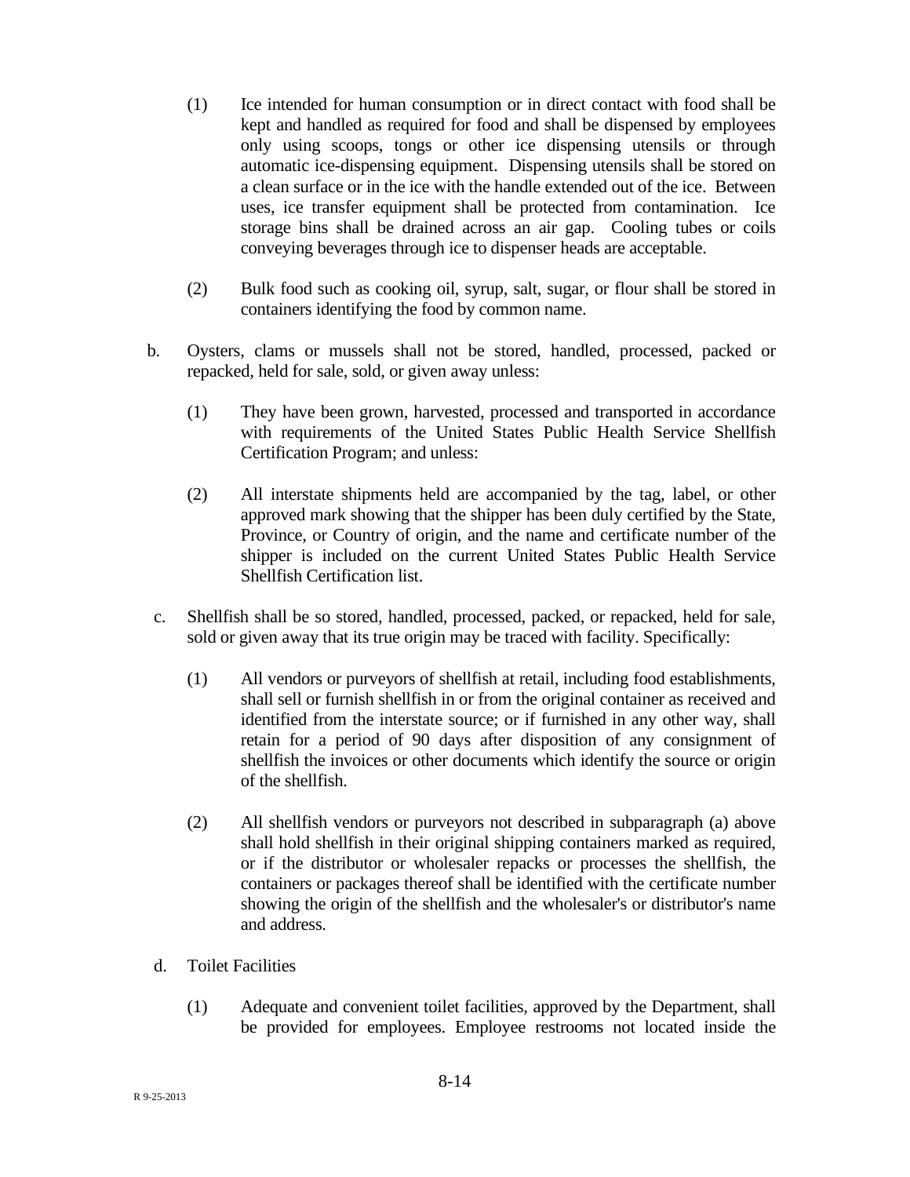(1) Ice intended for human consumption or in direct contact with food shall be kept and handled as required for food and shall be dispensed by employees only using scoops, tongs or other ice dispensing utensils or through automatic ice-dispensing equipment. Dispensing utensils shall be stored on a clean surface or in the ice with the handle extended out of the ice. Between uses, ice transfer equipment shall be protected from contamination. Ice storage bins shall be drained across an air gap. Cooling tubes or coils conveying beverages through ice to dispenser heads are acceptable.

(2) Bulk food such as cooking oil, syrup, salt, sugar, or flour shall be stored in containers identifying the food by common name.

b. Oysters, clams or mussels shall not be stored, handled, processed, packed or repacked, held for sale, sold, or given away unless:

(1) They have been grown, harvested, processed and transported in accordance with requirements of the United States Public Health Service Shellfish Certification Program; and unless:

(2) All interstate shipments held are accompanied by the tag, label, or other approved mark showing that the shipper has been duly certified by the State, Province, or Country of origin, and the name and certificate number of the shipper is included on the current United States Public Health Service Shellfish Certification list.

c. Shellfish shall be so stored, handled, processed, packed, or repacked, held for sale, sold or given away that its true origin may be traced with facility. Specifically:

(1) All vendors or purveyors of shellfish at retail, including food establishments, shall sell or furnish shellfish in or from the original container as received and identified from the interstate source; or if furnished in any other way, shall retain for a period of 90 days after disposition of any consignment of shellfish the invoices or other documents which identify the source or origin of the shellfish.

(2) All shellfish vendors or purveyors not described in subparagraph (a) above shall hold shellfish in their original shipping containers marked as required, or if the distributor or wholesaler repacks or processes the shellfish, the containers or packages thereof shall be identified with the certificate number showing the origin of the shellfish and the wholesaler's or distributor's name and address.

d. Toilet Facilities

(1) Adequate and convenient toilet facilities, approved by the Department, shall be provided for employees. Employee restrooms not located inside the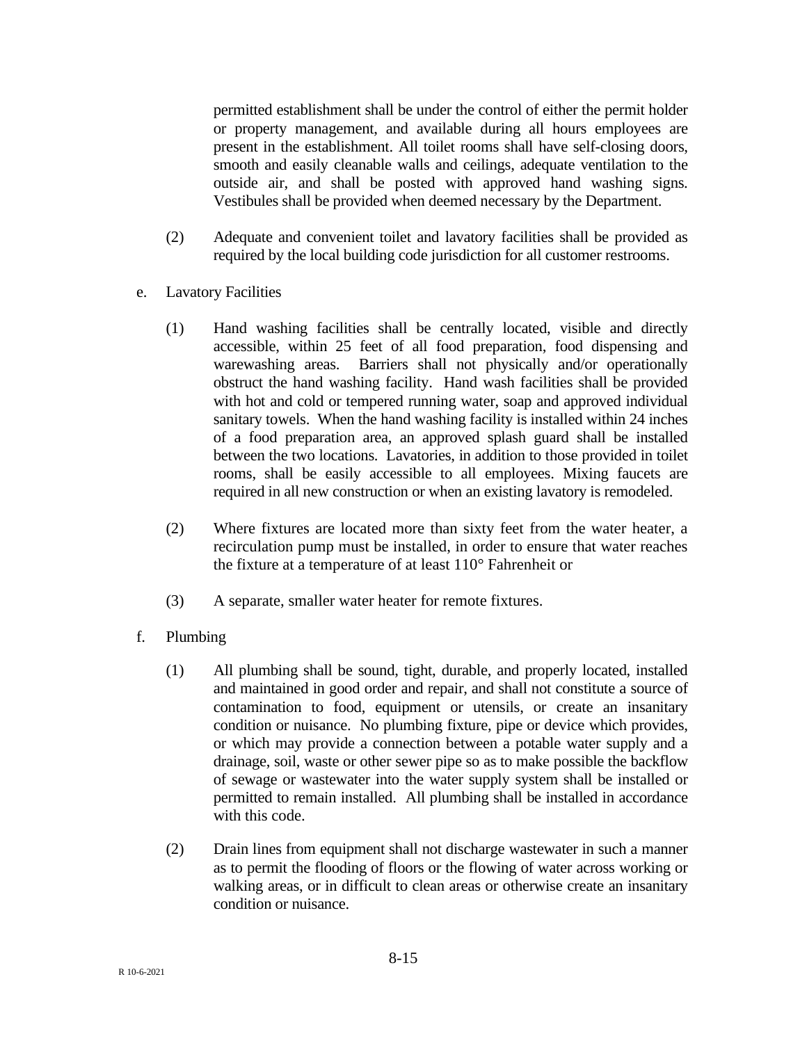permitted establishment shall be under the control of either the permit holder or property management, and available during all hours employees are present in the establishment. All toilet rooms shall have self-closing doors, smooth and easily cleanable walls and ceilings, adequate ventilation to the outside air, and shall be posted with approved hand washing signs. Vestibules shall be provided when deemed necessary by the Department.

(2) Adequate and convenient toilet and lavatory facilities shall be provided as required by the local building code jurisdiction for all customer restrooms.

e. Lavatory Facilities

(1) Hand washing facilities shall be centrally located, visible and directly accessible, within 25 feet of all food preparation, food dispensing and warewashing areas. Barriers shall not physically and/or operationally obstruct the hand washing facility. Hand wash facilities shall be provided with hot and cold or tempered running water, soap and approved individual sanitary towels. When the hand washing facility is installed within 24 inches of a food preparation area, an approved splash guard shall be installed between the two locations. Lavatories, in addition to those provided in toilet rooms, shall be easily accessible to all employees. Mixing faucets are required in all new construction or when an existing lavatory is remodeled.

(2) Where fixtures are located more than sixty feet from the water heater, a recirculation pump must be installed, in order to ensure that water reaches the fixture at a temperature of at least 110° Fahrenheit or

(3) A separate, smaller water heater for remote fixtures.

f. Plumbing

(1) All plumbing shall be sound, tight, durable, and properly located, installed and maintained in good order and repair, and shall not constitute a source of contamination to food, equipment or utensils, or create an insanitary condition or nuisance. No plumbing fixture, pipe or device which provides, or which may provide a connection between a potable water supply and a drainage, soil, waste or other sewer pipe so as to make possible the backflow of sewage or wastewater into the water supply system shall be installed or permitted to remain installed. All plumbing shall be installed in accordance with this code.

(2) Drain lines from equipment shall not discharge wastewater in such a manner as to permit the flooding of floors or the flowing of water across working or walking areas, or in difficult to clean areas or otherwise create an insanitary condition or nuisance.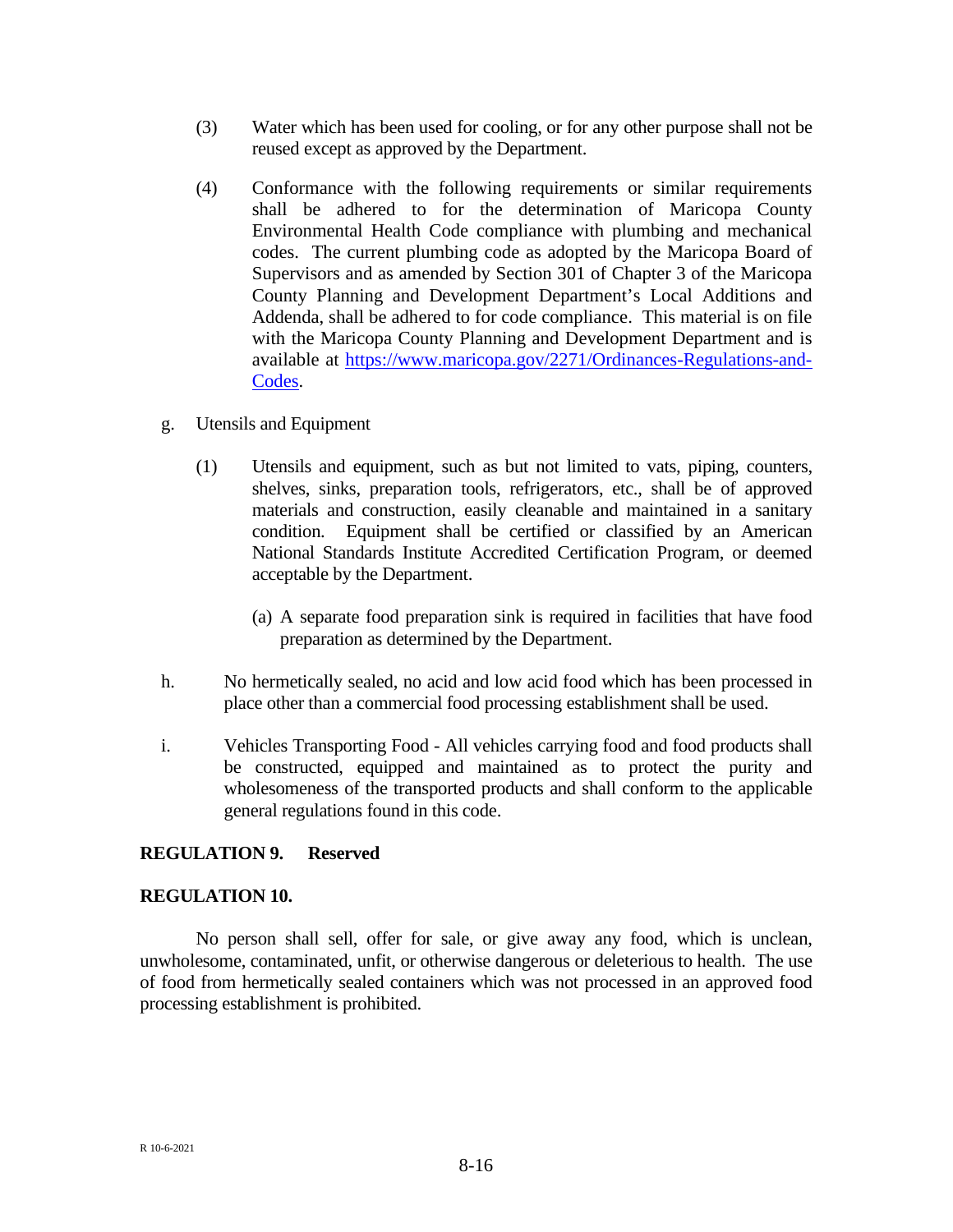(3) Water which has been used for cooling, or for any other purpose shall not be reused except as approved by the Department.

(4) Conformance with the following requirements or similar requirements shall be adhered to for the determination of Maricopa County Environmental Health Code compliance with plumbing and mechanical codes. The current plumbing code as adopted by the Maricopa Board of Supervisors and as amended by Section 301 of Chapter 3 of the Maricopa County Planning and Development Department's Local Additions and Addenda, shall be adhered to for code compliance. This material is on file with the Maricopa County Planning and Development Department and is available at [https://www.maricopa.gov/2271/Ordinances-Regulations-and-Codes](https://www.maricopa.gov/2271/Ordinances-Regulations-and-Codes).

g. Utensils and Equipment

(1) Utensils and equipment, such as but not limited to vats, piping, counters, shelves, sinks, preparation tools, refrigerators, etc., shall be of approved materials and construction, easily cleanable and maintained in a sanitary condition. Equipment shall be certified or classified by an American National Standards Institute Accredited Certification Program, or deemed acceptable by the Department.

(a) A separate food preparation sink is required in facilities that have food preparation as determined by the Department.

h. No hermetically sealed, no acid and low acid food which has been processed in place other than a commercial food processing establishment shall be used.

i. Vehicles Transporting Food - All vehicles carrying food and food products shall be constructed, equipped and maintained as to protect the purity and wholesomeness of the transported products and shall conform to the applicable general regulations found in this code.

## REGULATION 9. Reserved

## REGULATION 10.

No person shall sell, offer for sale, or give away any food, which is unclean, unwholesome, contaminated, unfit, or otherwise dangerous or deleterious to health. The use of food from hermetically sealed containers which was not processed in an approved food processing establishment is prohibited.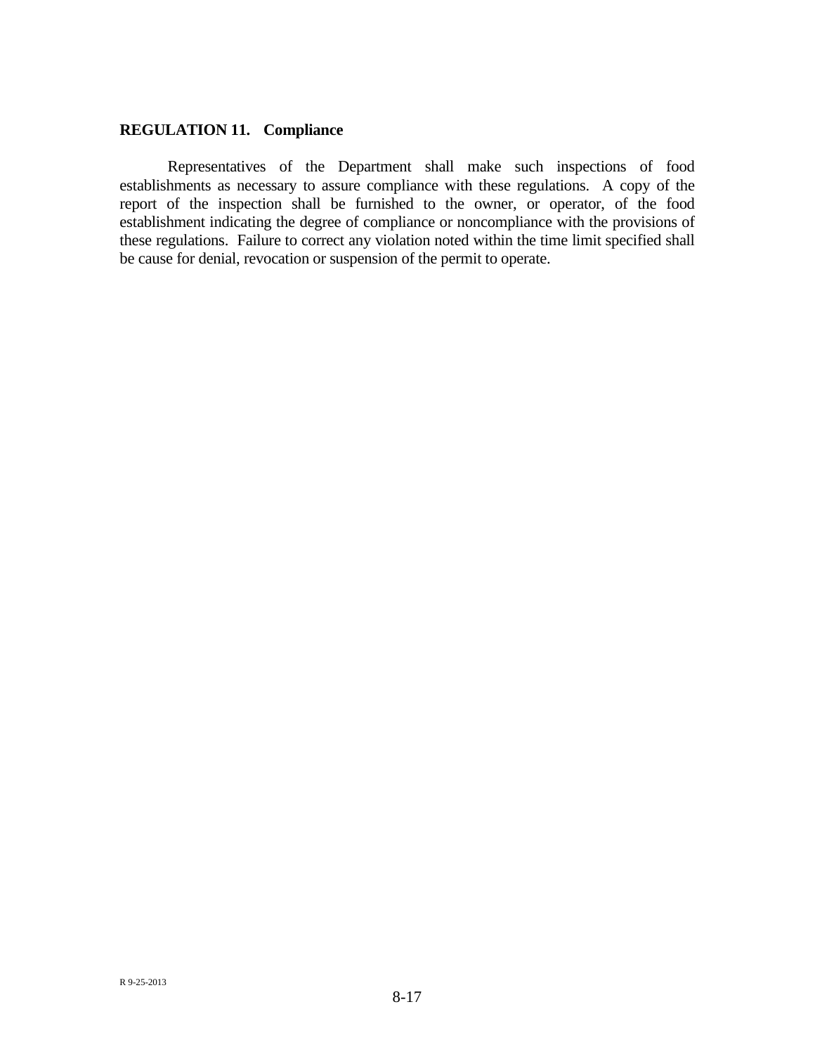**REGULATION 11. Compliance**

Representatives of the Department shall make such inspections of food establishments as necessary to assure compliance with these regulations. A copy of the report of the inspection shall be furnished to the owner, or operator, of the food establishment indicating the degree of compliance or noncompliance with the provisions of these regulations. Failure to correct any violation noted within the time limit specified shall be cause for denial, revocation or suspension of the permit to operate.